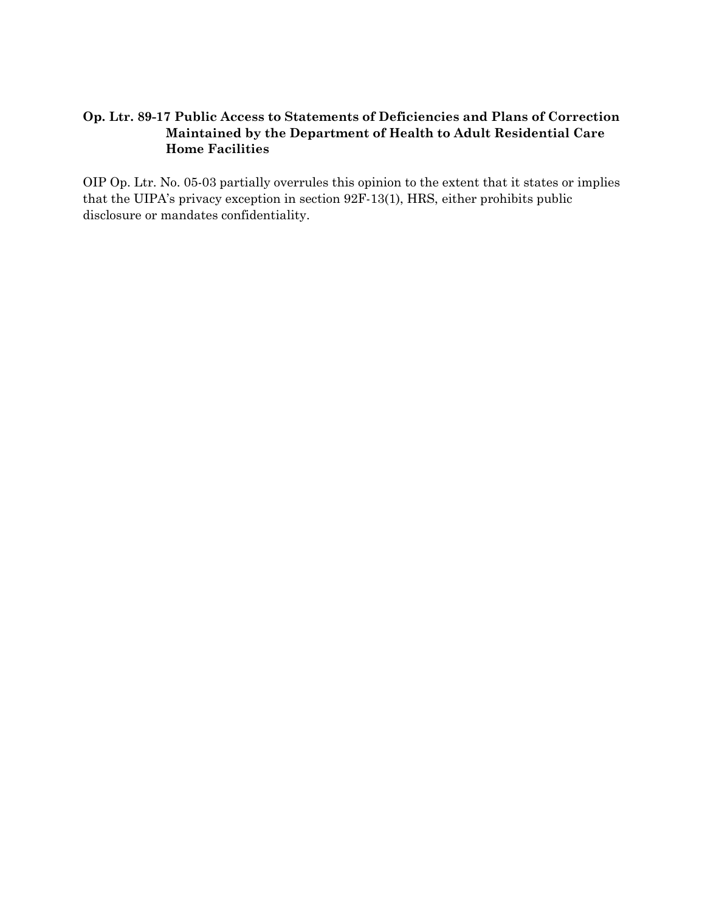**Op. Ltr. 89-17 Public Access to Statements of Deficiencies and Plans of Correction Maintained by the Department of Health to Adult Residential Care Home Facilities**

OIP Op. Ltr. No. 05-03 partially overrules this opinion to the extent that it states or implies that the UIPA's privacy exception in section 92F-13(1), HRS, either prohibits public disclosure or mandates confidentiality.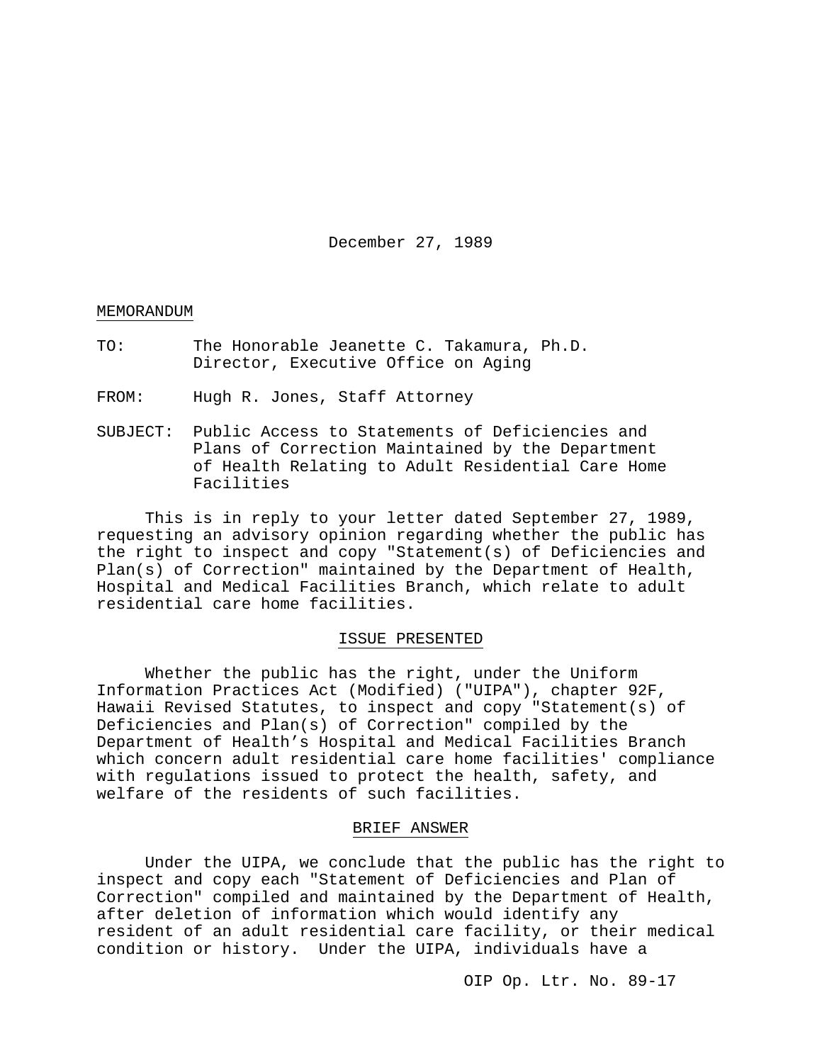December 27, 1989

MEMORANDUM

TO: The Honorable Jeanette C. Takamura, Ph.D.
Director, Executive Office on Aging

FROM: Hugh R. Jones, Staff Attorney

SUBJECT: Public Access to Statements of Deficiencies and Plans of Correction Maintained by the Department of Health Relating to Adult Residential Care Home Facilities

This is in reply to your letter dated September 27, 1989, requesting an advisory opinion regarding whether the public has the right to inspect and copy "Statement(s) of Deficiencies and Plan(s) of Correction" maintained by the Department of Health, Hospital and Medical Facilities Branch, which relate to adult residential care home facilities.

## ISSUE PRESENTED

Whether the public has the right, under the Uniform Information Practices Act (Modified) ("UIPA"), chapter 92F, Hawaii Revised Statutes, to inspect and copy "Statement(s) of Deficiencies and Plan(s) of Correction" compiled by the Department of Health's Hospital and Medical Facilities Branch which concern adult residential care home facilities' compliance with regulations issued to protect the health, safety, and welfare of the residents of such facilities.

## BRIEF ANSWER

Under the UIPA, we conclude that the public has the right to inspect and copy each "Statement of Deficiencies and Plan of Correction" compiled and maintained by the Department of Health, after deletion of information which would identify any resident of an adult residential care facility, or their medical condition or history. Under the UIPA, individuals have a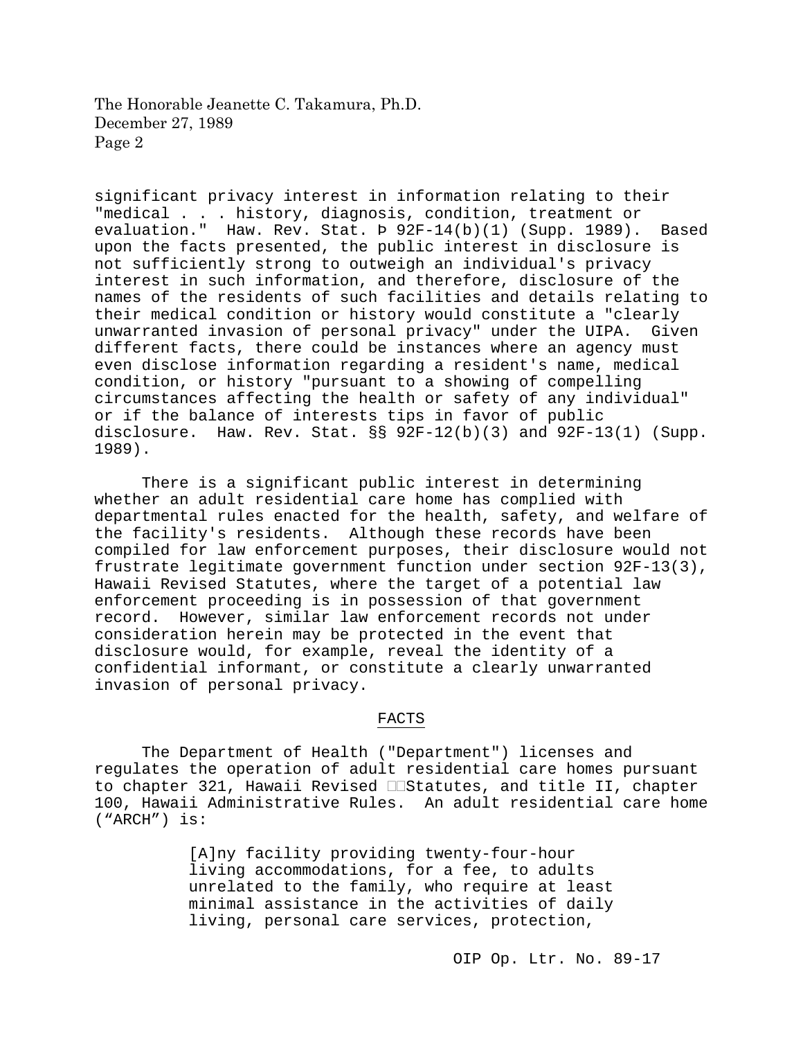significant privacy interest in information relating to their "medical . . . history, diagnosis, condition, treatment or evaluation." Haw. Rev. Stat. Þ 92F-14(b)(1) (Supp. 1989). Based upon the facts presented, the public interest in disclosure is not sufficiently strong to outweigh an individual's privacy interest in such information, and therefore, disclosure of the names of the residents of such facilities and details relating to their medical condition or history would constitute a "clearly unwarranted invasion of personal privacy" under the UIPA. Given different facts, there could be instances where an agency must even disclose information regarding a resident's name, medical condition, or history "pursuant to a showing of compelling circumstances affecting the health or safety of any individual" or if the balance of interests tips in favor of public disclosure. Haw. Rev. Stat. §§ 92F-12(b)(3) and 92F-13(1) (Supp. 1989).

There is a significant public interest in determining whether an adult residential care home has complied with departmental rules enacted for the health, safety, and welfare of the facility's residents. Although these records have been compiled for law enforcement purposes, their disclosure would not frustrate legitimate government function under section 92F-13(3), Hawaii Revised Statutes, where the target of a potential law enforcement proceeding is in possession of that government record. However, similar law enforcement records not under consideration herein may be protected in the event that disclosure would, for example, reveal the identity of a confidential informant, or constitute a clearly unwarranted invasion of personal privacy.

## FACTS

The Department of Health ("Department") licenses and regulates the operation of adult residential care homes pursuant to chapter 321, Hawaii Revised Statutes, and title II, chapter 100, Hawaii Administrative Rules. An adult residential care home ("ARCH") is:

> [A]ny facility providing twenty-four-hour living accommodations, for a fee, to adults unrelated to the family, who require at least minimal assistance in the activities of daily living, personal care services, protection,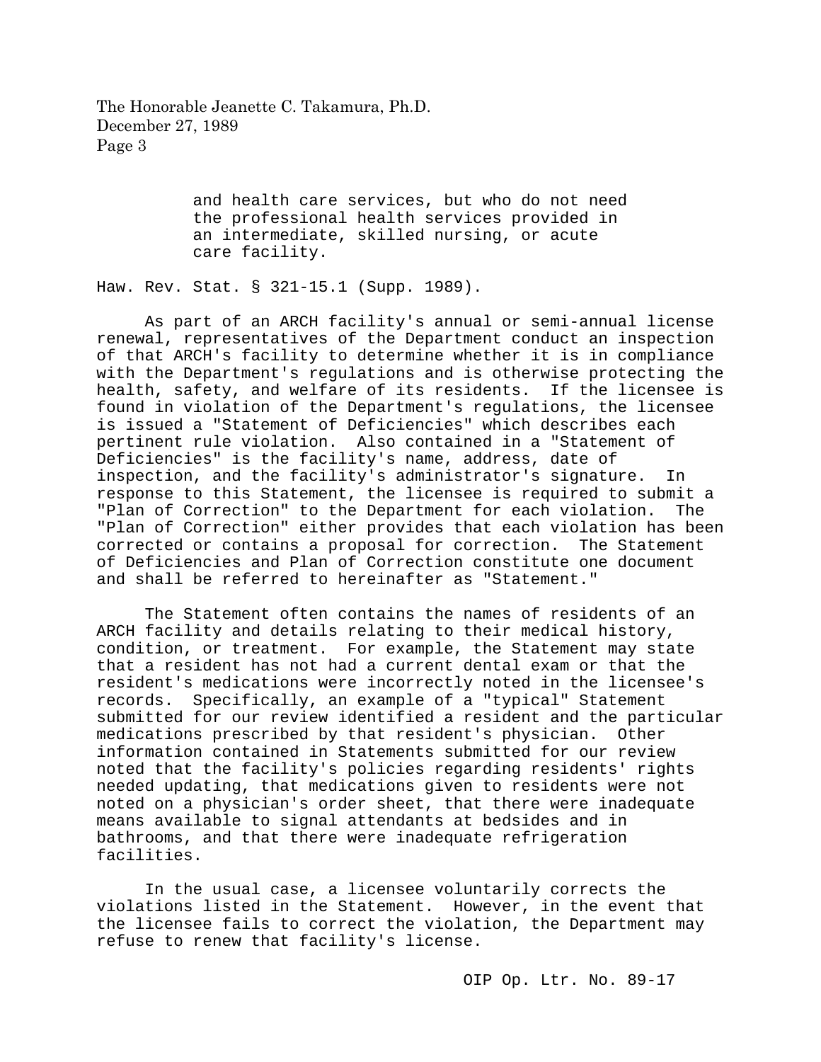> and health care services, but who do not need the professional health services provided in an intermediate, skilled nursing, or acute care facility.

Haw. Rev. Stat. § 321-15.1 (Supp. 1989).

As part of an ARCH facility's annual or semi-annual license renewal, representatives of the Department conduct an inspection of that ARCH's facility to determine whether it is in compliance with the Department's regulations and is otherwise protecting the health, safety, and welfare of its residents. If the licensee is found in violation of the Department's regulations, the licensee is issued a "Statement of Deficiencies" which describes each pertinent rule violation. Also contained in a "Statement of Deficiencies" is the facility's name, address, date of inspection, and the facility's administrator's signature. In response to this Statement, the licensee is required to submit a "Plan of Correction" to the Department for each violation. The "Plan of Correction" either provides that each violation has been corrected or contains a proposal for correction. The Statement of Deficiencies and Plan of Correction constitute one document and shall be referred to hereinafter as "Statement."

The Statement often contains the names of residents of an ARCH facility and details relating to their medical history, condition, or treatment. For example, the Statement may state that a resident has not had a current dental exam or that the resident's medications were incorrectly noted in the licensee's records. Specifically, an example of a "typical" Statement submitted for our review identified a resident and the particular medications prescribed by that resident's physician. Other information contained in Statements submitted for our review noted that the facility's policies regarding residents' rights needed updating, that medications given to residents were not noted on a physician's order sheet, that there were inadequate means available to signal attendants at bedsides and in bathrooms, and that there were inadequate refrigeration facilities.

In the usual case, a licensee voluntarily corrects the violations listed in the Statement. However, in the event that the licensee fails to correct the violation, the Department may refuse to renew that facility's license.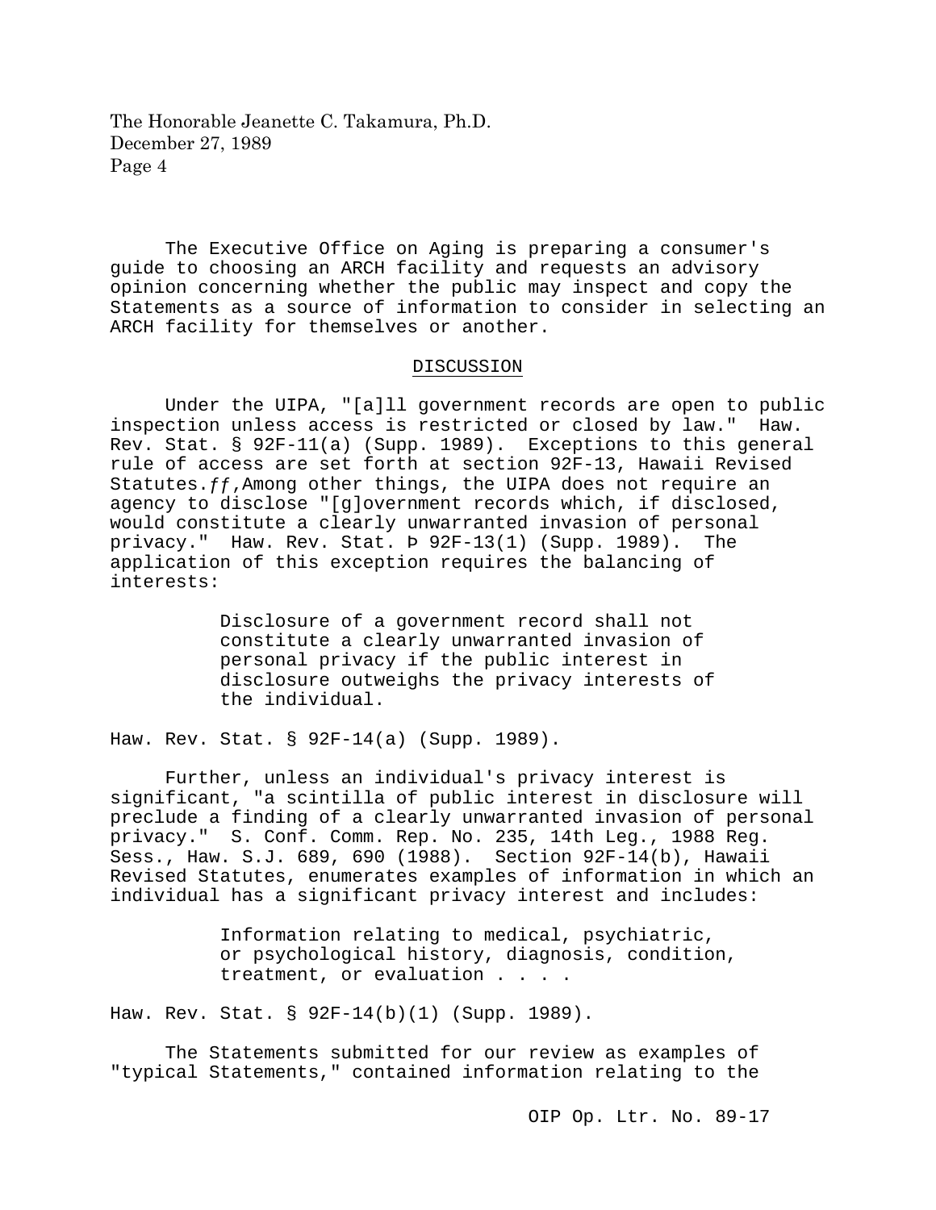The Executive Office on Aging is preparing a consumer's guide to choosing an ARCH facility and requests an advisory opinion concerning whether the public may inspect and copy the Statements as a source of information to consider in selecting an ARCH facility for themselves or another.

## DISCUSSION

Under the UIPA, "[a]ll government records are open to public inspection unless access is restricted or closed by law." Haw. Rev. Stat. § 92F-11(a) (Supp. 1989). Exceptions to this general rule of access are set forth at section 92F-13, Hawaii Revised Statutes.ƒƒ,Among other things, the UIPA does not require an agency to disclose "[g]overnment records which, if disclosed, would constitute a clearly unwarranted invasion of personal privacy." Haw. Rev. Stat. Þ 92F-13(1) (Supp. 1989). The application of this exception requires the balancing of interests:

> Disclosure of a government record shall not constitute a clearly unwarranted invasion of personal privacy if the public interest in disclosure outweighs the privacy interests of the individual.

Haw. Rev. Stat. § 92F-14(a) (Supp. 1989).

Further, unless an individual's privacy interest is significant, "a scintilla of public interest in disclosure will preclude a finding of a clearly unwarranted invasion of personal privacy." S. Conf. Comm. Rep. No. 235, 14th Leg., 1988 Reg. Sess., Haw. S.J. 689, 690 (1988). Section 92F-14(b), Hawaii Revised Statutes, enumerates examples of information in which an individual has a significant privacy interest and includes:

> Information relating to medical, psychiatric, or psychological history, diagnosis, condition, treatment, or evaluation . . . .

Haw. Rev. Stat. § 92F-14(b)(1) (Supp. 1989).

The Statements submitted for our review as examples of "typical Statements," contained information relating to the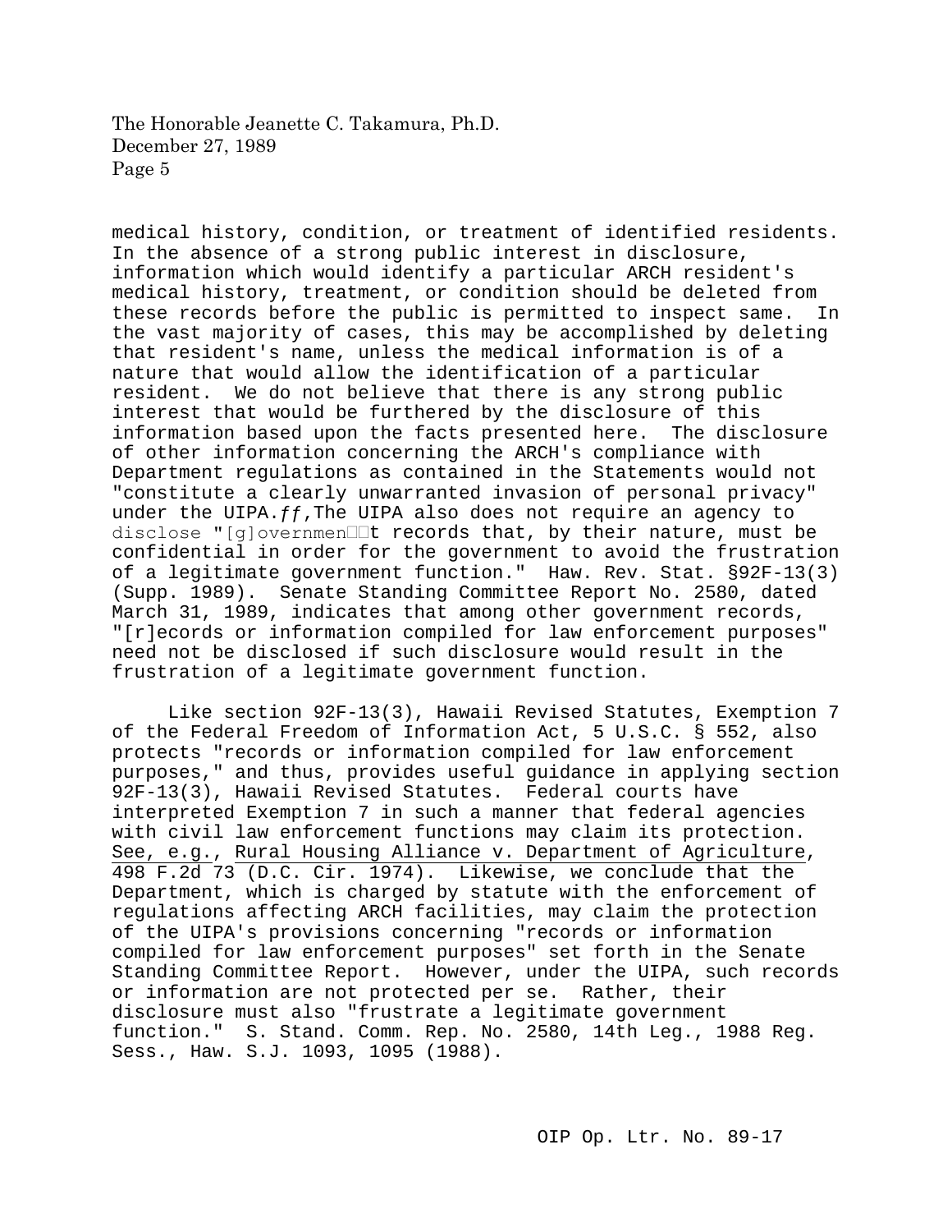medical history, condition, or treatment of identified residents. In the absence of a strong public interest in disclosure, information which would identify a particular ARCH resident's medical history, treatment, or condition should be deleted from these records before the public is permitted to inspect same. In the vast majority of cases, this may be accomplished by deleting that resident's name, unless the medical information is of a nature that would allow the identification of a particular resident. We do not believe that there is any strong public interest that would be furthered by the disclosure of this information based upon the facts presented here. The disclosure of other information concerning the ARCH's compliance with Department regulations as contained in the Statements would not "constitute a clearly unwarranted invasion of personal privacy" under the UIPA.ff,The UIPA also does not require an agency to disclose "[g]overnment records that, by their nature, must be confidential in order for the government to avoid the frustration of a legitimate government function." Haw. Rev. Stat. §92F-13(3) (Supp. 1989). Senate Standing Committee Report No. 2580, dated March 31, 1989, indicates that among other government records, "[r]ecords or information compiled for law enforcement purposes" need not be disclosed if such disclosure would result in the frustration of a legitimate government function.

Like section 92F-13(3), Hawaii Revised Statutes, Exemption 7 of the Federal Freedom of Information Act, 5 U.S.C. § 552, also protects "records or information compiled for law enforcement purposes," and thus, provides useful guidance in applying section 92F-13(3), Hawaii Revised Statutes. Federal courts have interpreted Exemption 7 in such a manner that federal agencies with civil law enforcement functions may claim its protection. See, e.g., Rural Housing Alliance v. Department of Agriculture, 498 F.2d 73 (D.C. Cir. 1974). Likewise, we conclude that the Department, which is charged by statute with the enforcement of regulations affecting ARCH facilities, may claim the protection of the UIPA's provisions concerning "records or information compiled for law enforcement purposes" set forth in the Senate Standing Committee Report. However, under the UIPA, such records or information are not protected per se. Rather, their disclosure must also "frustrate a legitimate government function." S. Stand. Comm. Rep. No. 2580, 14th Leg., 1988 Reg. Sess., Haw. S.J. 1093, 1095 (1988).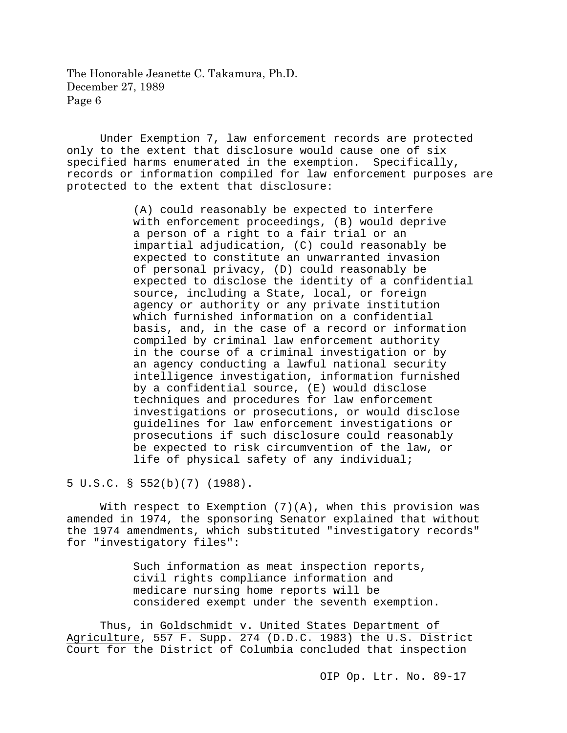Under Exemption 7, law enforcement records are protected only to the extent that disclosure would cause one of six specified harms enumerated in the exemption. Specifically, records or information compiled for law enforcement purposes are protected to the extent that disclosure:

> (A) could reasonably be expected to interfere with enforcement proceedings, (B) would deprive a person of a right to a fair trial or an impartial adjudication, (C) could reasonably be expected to constitute an unwarranted invasion of personal privacy, (D) could reasonably be expected to disclose the identity of a confidential source, including a State, local, or foreign agency or authority or any private institution which furnished information on a confidential basis, and, in the case of a record or information compiled by criminal law enforcement authority in the course of a criminal investigation or by an agency conducting a lawful national security intelligence investigation, information furnished by a confidential source, (E) would disclose techniques and procedures for law enforcement investigations or prosecutions, or would disclose guidelines for law enforcement investigations or prosecutions if such disclosure could reasonably be expected to risk circumvention of the law, or life of physical safety of any individual;

5 U.S.C. § 552(b)(7) (1988).

With respect to Exemption (7)(A), when this provision was amended in 1974, the sponsoring Senator explained that without the 1974 amendments, which substituted "investigatory records" for "investigatory files":

> Such information as meat inspection reports, civil rights compliance information and medicare nursing home reports will be considered exempt under the seventh exemption.

Thus, in Goldschmidt v. United States Department of Agriculture, 557 F. Supp. 274 (D.D.C. 1983) the U.S. District Court for the District of Columbia concluded that inspection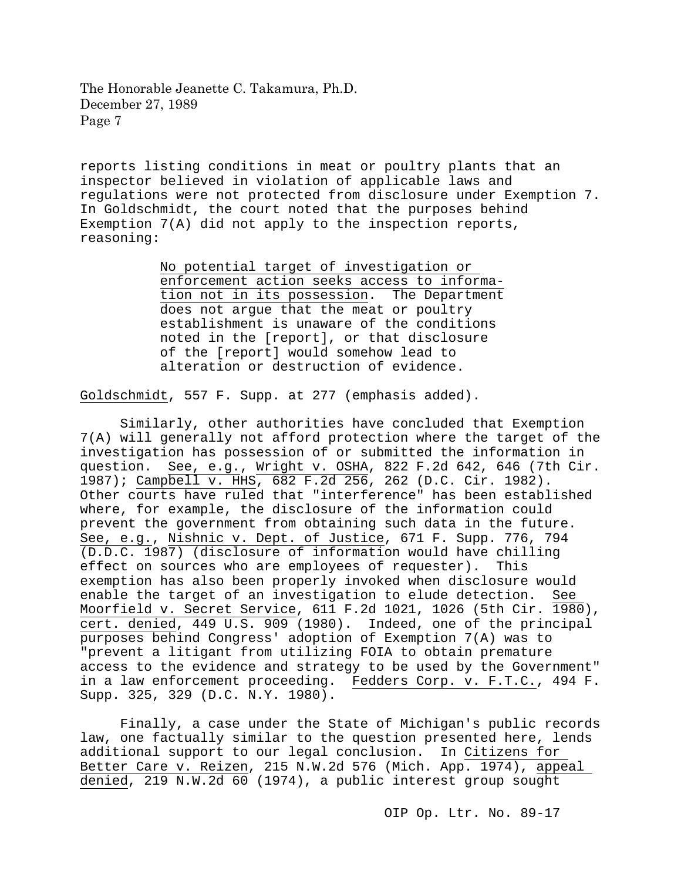reports listing conditions in meat or poultry plants that an inspector believed in violation of applicable laws and regulations were not protected from disclosure under Exemption 7. In Goldschmidt, the court noted that the purposes behind Exemption 7(A) did not apply to the inspection reports, reasoning:

> No potential target of investigation or enforcement action seeks access to information not in its possession. The Department does not argue that the meat or poultry establishment is unaware of the conditions noted in the [report], or that disclosure of the [report] would somehow lead to alteration or destruction of evidence.

Goldschmidt, 557 F. Supp. at 277 (emphasis added).

Similarly, other authorities have concluded that Exemption 7(A) will generally not afford protection where the target of the investigation has possession of or submitted the information in question. See, e.g., Wright v. OSHA, 822 F.2d 642, 646 (7th Cir. 1987); Campbell v. HHS, 682 F.2d 256, 262 (D.C. Cir. 1982). Other courts have ruled that "interference" has been established where, for example, the disclosure of the information could prevent the government from obtaining such data in the future. See, e.g., Nishnic v. Dept. of Justice, 671 F. Supp. 776, 794 (D.D.C. 1987) (disclosure of information would have chilling effect on sources who are employees of requester). This exemption has also been properly invoked when disclosure would enable the target of an investigation to elude detection. See Moorfield v. Secret Service, 611 F.2d 1021, 1026 (5th Cir. 1980), cert. denied, 449 U.S. 909 (1980). Indeed, one of the principal purposes behind Congress' adoption of Exemption 7(A) was to "prevent a litigant from utilizing FOIA to obtain premature access to the evidence and strategy to be used by the Government" in a law enforcement proceeding. Fedders Corp. v. F.T.C., 494 F. Supp. 325, 329 (D.C. N.Y. 1980).

Finally, a case under the State of Michigan's public records law, one factually similar to the question presented here, lends additional support to our legal conclusion. In Citizens for Better Care v. Reizen, 215 N.W.2d 576 (Mich. App. 1974), appeal denied, 219 N.W.2d 60 (1974), a public interest group sought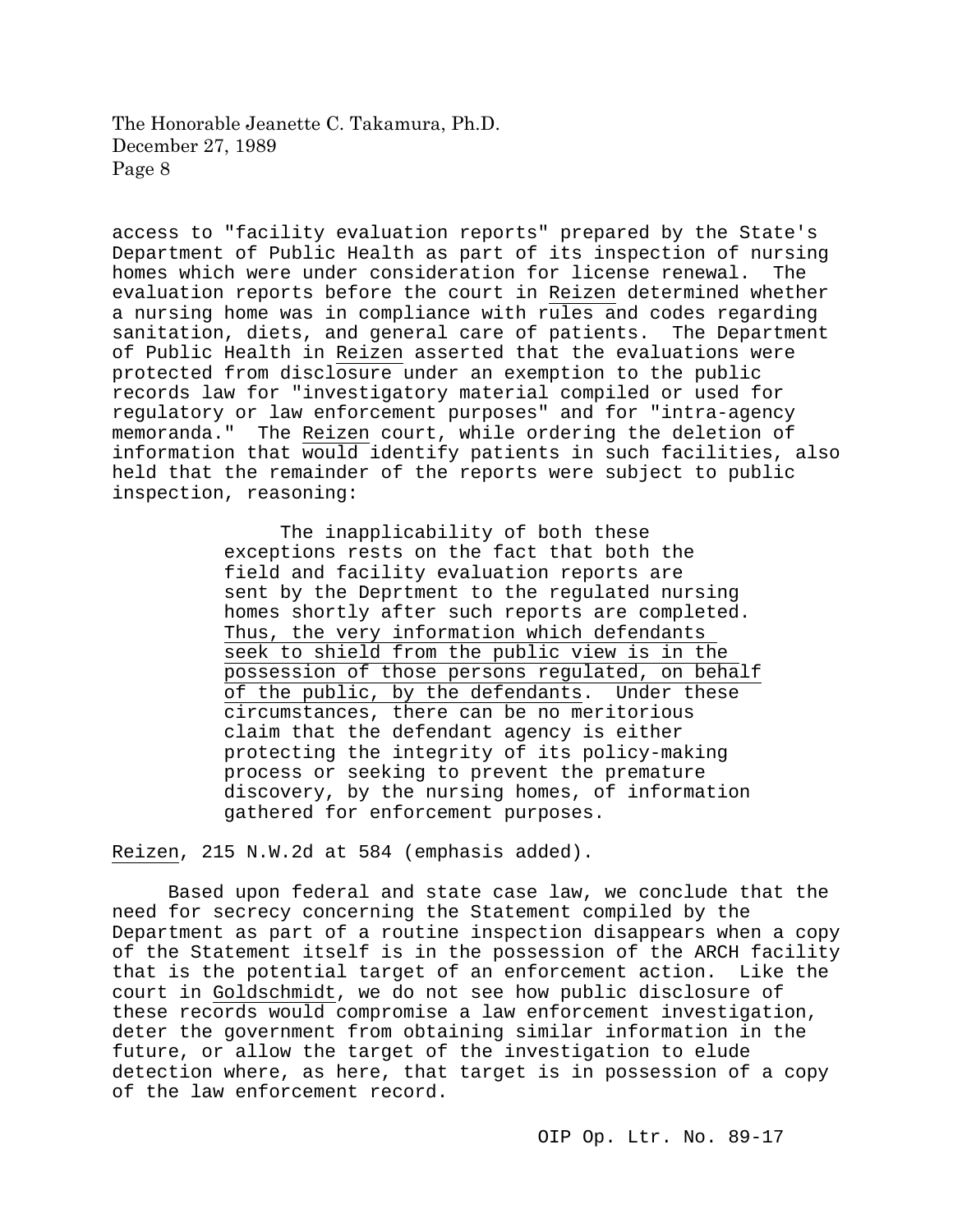access to "facility evaluation reports" prepared by the State's Department of Public Health as part of its inspection of nursing homes which were under consideration for license renewal. The evaluation reports before the court in Reizen determined whether a nursing home was in compliance with rules and codes regarding sanitation, diets, and general care of patients. The Department of Public Health in Reizen asserted that the evaluations were protected from disclosure under an exemption to the public records law for "investigatory material compiled or used for regulatory or law enforcement purposes" and for "intra-agency memoranda." The Reizen court, while ordering the deletion of information that would identify patients in such facilities, also held that the remainder of the reports were subject to public inspection, reasoning:

> The inapplicability of both these exceptions rests on the fact that both the field and facility evaluation reports are sent by the Deprtment to the regulated nursing homes shortly after such reports are completed. Thus, the very information which defendants seek to shield from the public view is in the possession of those persons regulated, on behalf of the public, by the defendants. Under these circumstances, there can be no meritorious claim that the defendant agency is either protecting the integrity of its policy-making process or seeking to prevent the premature discovery, by the nursing homes, of information gathered for enforcement purposes.

Reizen, 215 N.W.2d at 584 (emphasis added).

Based upon federal and state case law, we conclude that the need for secrecy concerning the Statement compiled by the Department as part of a routine inspection disappears when a copy of the Statement itself is in the possession of the ARCH facility that is the potential target of an enforcement action. Like the court in Goldschmidt, we do not see how public disclosure of these records would compromise a law enforcement investigation, deter the government from obtaining similar information in the future, or allow the target of the investigation to elude detection where, as here, that target is in possession of a copy of the law enforcement record.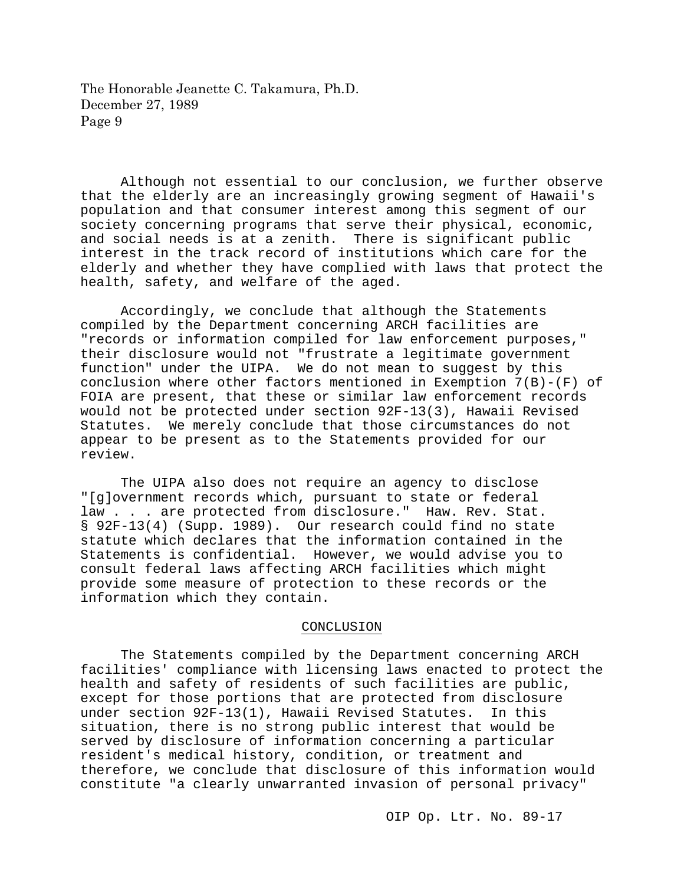Although not essential to our conclusion, we further observe that the elderly are an increasingly growing segment of Hawaii's population and that consumer interest among this segment of our society concerning programs that serve their physical, economic, and social needs is at a zenith. There is significant public interest in the track record of institutions which care for the elderly and whether they have complied with laws that protect the health, safety, and welfare of the aged.

Accordingly, we conclude that although the Statements compiled by the Department concerning ARCH facilities are "records or information compiled for law enforcement purposes," their disclosure would not "frustrate a legitimate government function" under the UIPA. We do not mean to suggest by this conclusion where other factors mentioned in Exemption 7(B)-(F) of FOIA are present, that these or similar law enforcement records would not be protected under section 92F-13(3), Hawaii Revised Statutes. We merely conclude that those circumstances do not appear to be present as to the Statements provided for our review.

The UIPA also does not require an agency to disclose "[g]overnment records which, pursuant to state or federal law . . . are protected from disclosure." Haw. Rev. Stat. § 92F-13(4) (Supp. 1989). Our research could find no state statute which declares that the information contained in the Statements is confidential. However, we would advise you to consult federal laws affecting ARCH facilities which might provide some measure of protection to these records or the information which they contain.

## CONCLUSION

The Statements compiled by the Department concerning ARCH facilities' compliance with licensing laws enacted to protect the health and safety of residents of such facilities are public, except for those portions that are protected from disclosure under section 92F-13(1), Hawaii Revised Statutes. In this situation, there is no strong public interest that would be served by disclosure of information concerning a particular resident's medical history, condition, or treatment and therefore, we conclude that disclosure of this information would constitute "a clearly unwarranted invasion of personal privacy"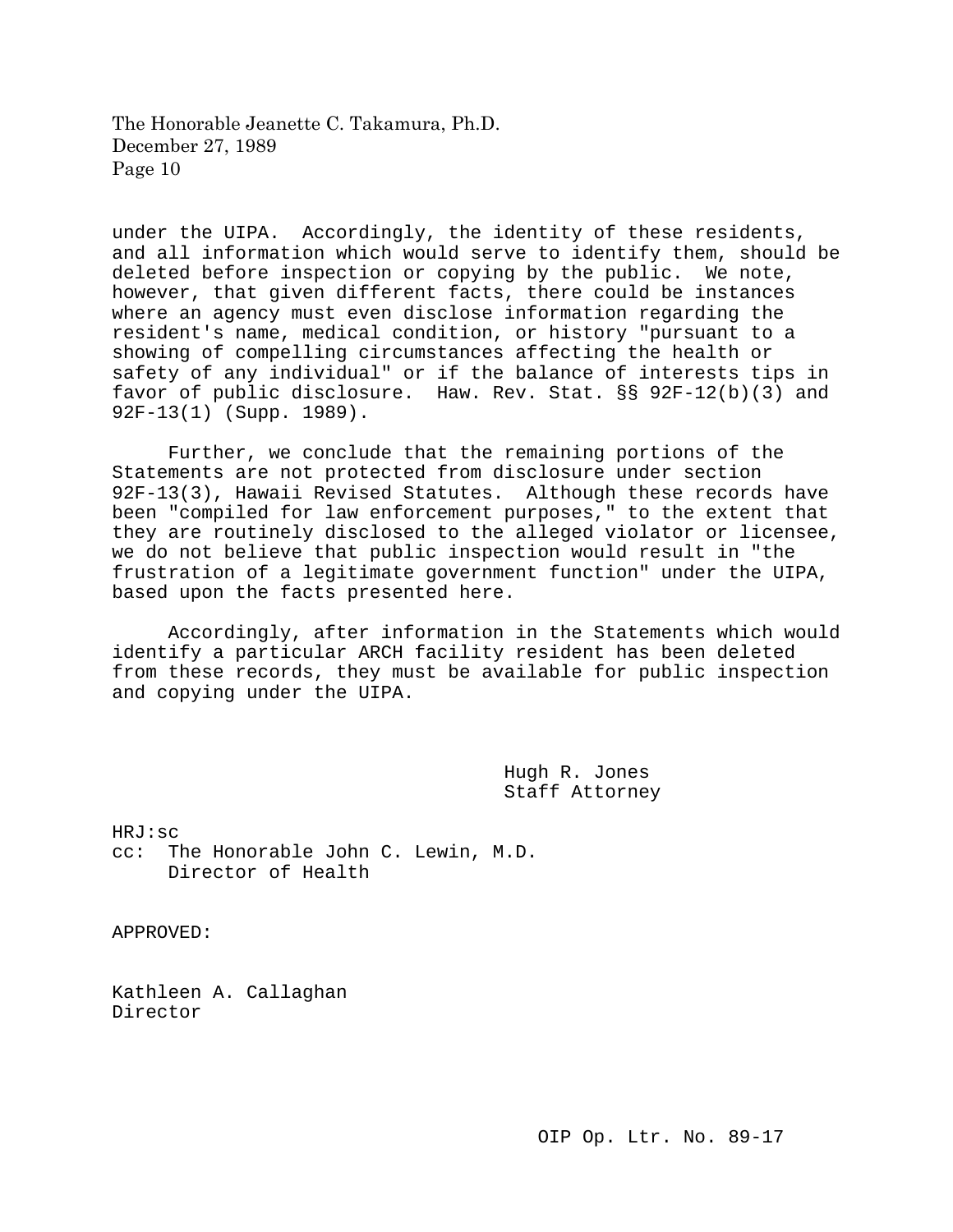under the UIPA. Accordingly, the identity of these residents, and all information which would serve to identify them, should be deleted before inspection or copying by the public. We note, however, that given different facts, there could be instances where an agency must even disclose information regarding the resident's name, medical condition, or history "pursuant to a showing of compelling circumstances affecting the health or safety of any individual" or if the balance of interests tips in favor of public disclosure. Haw. Rev. Stat. §§ 92F-12(b)(3) and 92F-13(1) (Supp. 1989).

Further, we conclude that the remaining portions of the Statements are not protected from disclosure under section 92F-13(3), Hawaii Revised Statutes. Although these records have been "compiled for law enforcement purposes," to the extent that they are routinely disclosed to the alleged violator or licensee, we do not believe that public inspection would result in "the frustration of a legitimate government function" under the UIPA, based upon the facts presented here.

Accordingly, after information in the Statements which would identify a particular ARCH facility resident has been deleted from these records, they must be available for public inspection and copying under the UIPA.

Hugh R. Jones
Staff Attorney

HRJ:sc
cc: The Honorable John C. Lewin, M.D.
Director of Health

APPROVED:

Kathleen A. Callaghan
Director

OIP Op. Ltr. No. 89-17